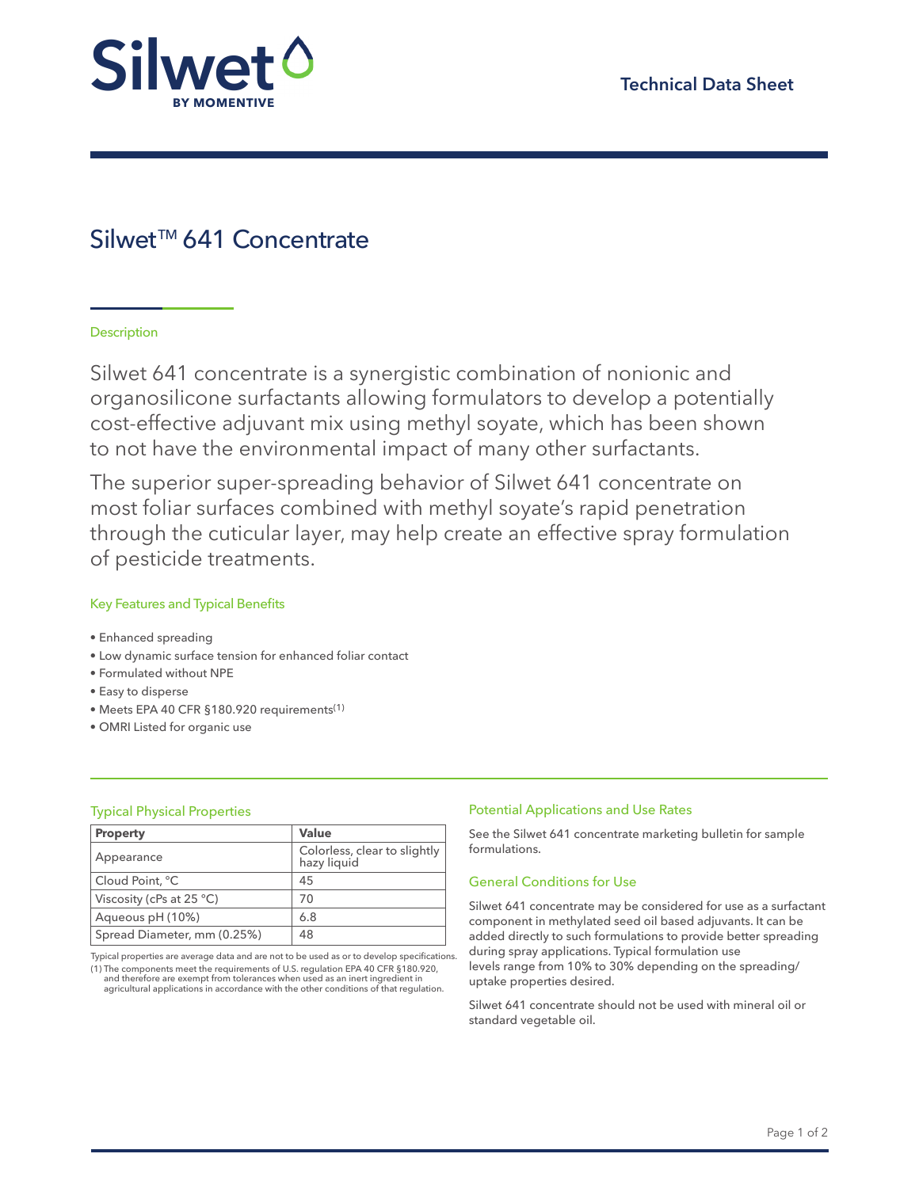Silwet
BY MOMENTIVE

Technical Data Sheet

# Silwet™ 641 Concentrate

## Description

Silwet 641 concentrate is a synergistic combination of nonionic and organosilicone surfactants allowing formulators to develop a potentially cost-effective adjuvant mix using methyl soyate, which has been shown to not have the environmental impact of many other surfactants.

The superior super-spreading behavior of Silwet 641 concentrate on most foliar surfaces combined with methyl soyate's rapid penetration through the cuticular layer, may help create an effective spray formulation of pesticide treatments.

## Key Features and Typical Benefits

- Enhanced spreading
- Low dynamic surface tension for enhanced foliar contact
- Formulated without NPE
- Easy to disperse
- Meets EPA 40 CFR §180.920 requirements(1)
- OMRI Listed for organic use

## Typical Physical Properties

| Property | Value |
|---|---|
| Appearance | Colorless, clear to slightly hazy liquid |
| Cloud Point, °C | 45 |
| Viscosity (cPs at 25 °C) | 70 |
| Aqueous pH (10%) | 6.8 |
| Spread Diameter, mm (0.25%) | 48 |

Typical properties are average data and are not to be used as or to develop specifications.

(1) The components meet the requirements of U.S. regulation EPA 40 CFR §180.920, and therefore are exempt from tolerances when used as an inert ingredient in agricultural applications in accordance with the other conditions of that regulation.

## Potential Applications and Use Rates

See the Silwet 641 concentrate marketing bulletin for sample formulations.

## General Conditions for Use

Silwet 641 concentrate may be considered for use as a surfactant component in methylated seed oil based adjuvants. It can be added directly to such formulations to provide better spreading during spray applications. Typical formulation use levels range from 10% to 30% depending on the spreading/uptake properties desired.

Silwet 641 concentrate should not be used with mineral oil or standard vegetable oil.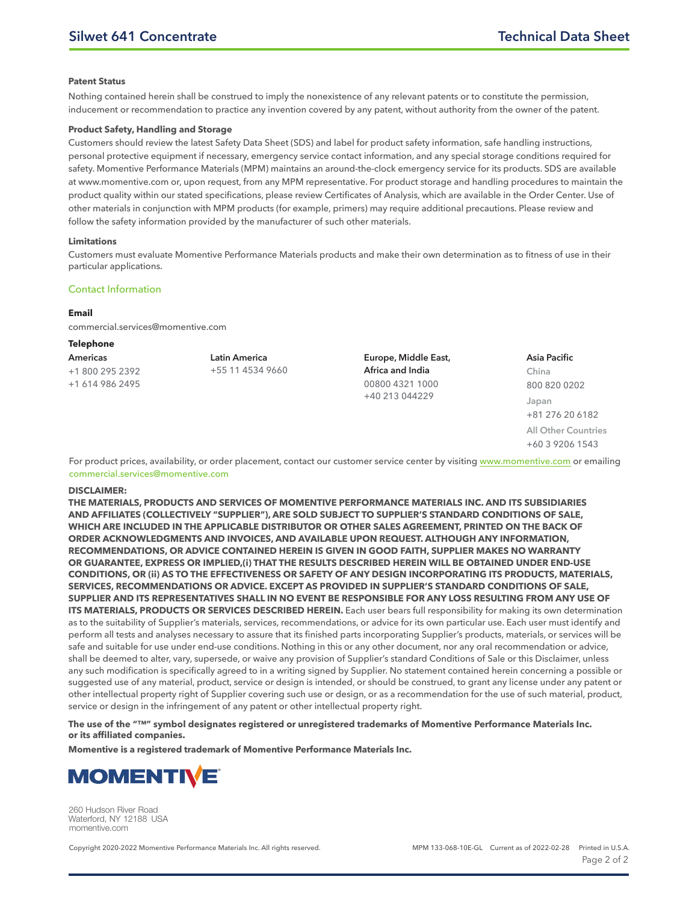**Patent Status**

Nothing contained herein shall be construed to imply the nonexistence of any relevant patents or to constitute the permission, inducement or recommendation to practice any invention covered by any patent, without authority from the owner of the patent.

**Product Safety, Handling and Storage**

Customers should review the latest Safety Data Sheet (SDS) and label for product safety information, safe handling instructions, personal protective equipment if necessary, emergency service contact information, and any special storage conditions required for safety. Momentive Performance Materials (MPM) maintains an around-the-clock emergency service for its products. SDS are available at www.momentive.com or, upon request, from any MPM representative. For product storage and handling procedures to maintain the product quality within our stated specifications, please review Certificates of Analysis, which are available in the Order Center. Use of other materials in conjunction with MPM products (for example, primers) may require additional precautions. Please review and follow the safety information provided by the manufacturer of such other materials.

**Limitations**

Customers must evaluate Momentive Performance Materials products and make their own determination as to fitness of use in their particular applications.

## Contact Information

**Email**

commercial.services@momentive.com

**Telephone**

**Americas**
+1 800 295 2392
+1 614 986 2495

**Latin America**
+55 11 4534 9660

**Europe, Middle East, Africa and India**
00800 4321 1000
+40 213 044229

**Asia Pacific**
China
800 820 0202
Japan
+81 276 20 6182
All Other Countries
+60 3 9206 1543

For product prices, availability, or order placement, contact our customer service center by visiting www.momentive.com or emailing commercial.services@momentive.com

**DISCLAIMER:**

**THE MATERIALS, PRODUCTS AND SERVICES OF MOMENTIVE PERFORMANCE MATERIALS INC. AND ITS SUBSIDIARIES AND AFFILIATES (COLLECTIVELY "SUPPLIER"), ARE SOLD SUBJECT TO SUPPLIER'S STANDARD CONDITIONS OF SALE, WHICH ARE INCLUDED IN THE APPLICABLE DISTRIBUTOR OR OTHER SALES AGREEMENT, PRINTED ON THE BACK OF ORDER ACKNOWLEDGMENTS AND INVOICES, AND AVAILABLE UPON REQUEST. ALTHOUGH ANY INFORMATION, RECOMMENDATIONS, OR ADVICE CONTAINED HEREIN IS GIVEN IN GOOD FAITH, SUPPLIER MAKES NO WARRANTY OR GUARANTEE, EXPRESS OR IMPLIED,(i) THAT THE RESULTS DESCRIBED HEREIN WILL BE OBTAINED UNDER END-USE CONDITIONS, OR (ii) AS TO THE EFFECTIVENESS OR SAFETY OF ANY DESIGN INCORPORATING ITS PRODUCTS, MATERIALS, SERVICES, RECOMMENDATIONS OR ADVICE. EXCEPT AS PROVIDED IN SUPPLIER'S STANDARD CONDITIONS OF SALE, SUPPLIER AND ITS REPRESENTATIVES SHALL IN NO EVENT BE RESPONSIBLE FOR ANY LOSS RESULTING FROM ANY USE OF ITS MATERIALS, PRODUCTS OR SERVICES DESCRIBED HEREIN.** Each user bears full responsibility for making its own determination as to the suitability of Supplier's materials, services, recommendations, or advice for its own particular use. Each user must identify and perform all tests and analyses necessary to assure that its finished parts incorporating Supplier's products, materials, or services will be safe and suitable for use under end-use conditions. Nothing in this or any other document, nor any oral recommendation or advice, shall be deemed to alter, vary, supersede, or waive any provision of Supplier's standard Conditions of Sale or this Disclaimer, unless any such modification is specifically agreed to in a writing signed by Supplier. No statement contained herein concerning a possible or suggested use of any material, product, service or design is intended, or should be construed, to grant any license under any patent or other intellectual property right of Supplier covering such use or design, or as a recommendation for the use of such material, product, service or design in the infringement of any patent or other intellectual property right.

**The use of the "™" symbol designates registered or unregistered trademarks of Momentive Performance Materials Inc. or its affiliated companies.**

**Momentive is a registered trademark of Momentive Performance Materials Inc.**

MOMENTIVE

260 Hudson River Road
Waterford, NY 12188 USA
momentive.com

Copyright 2020-2022 Momentive Performance Materials Inc. All rights reserved.

MPM 133-068-10E-GL Current as of 2022-02-28 Printed in U.S.A.